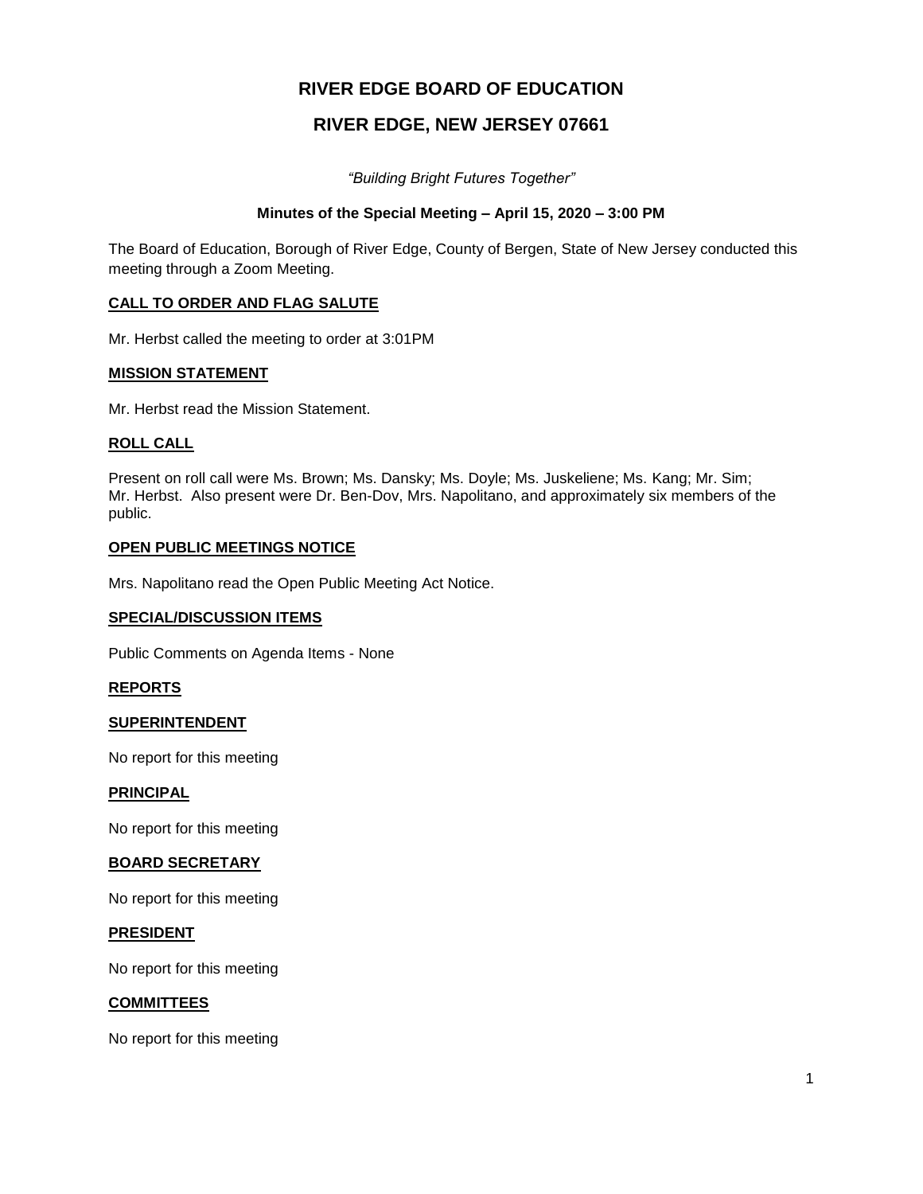# RIVER EDGE BOARD OF EDUCATION

## RIVER EDGE, NEW JERSEY 07661

*"Building Bright Futures Together"*

**Minutes of the Special Meeting – April 15, 2020 – 3:00 PM**

The Board of Education, Borough of River Edge, County of Bergen, State of New Jersey conducted this meeting through a Zoom Meeting.

**CALL TO ORDER AND FLAG SALUTE**

Mr. Herbst called the meeting to order at 3:01PM

**MISSION STATEMENT**

Mr. Herbst read the Mission Statement.

**ROLL CALL**

Present on roll call were Ms. Brown; Ms. Dansky; Ms. Doyle; Ms. Juskeliene; Ms. Kang; Mr. Sim; Mr. Herbst. Also present were Dr. Ben-Dov, Mrs. Napolitano, and approximately six members of the public.

**OPEN PUBLIC MEETINGS NOTICE**

Mrs. Napolitano read the Open Public Meeting Act Notice.

**SPECIAL/DISCUSSION ITEMS**

Public Comments on Agenda Items - None

**REPORTS**

**SUPERINTENDENT**

No report for this meeting

**PRINCIPAL**

No report for this meeting

**BOARD SECRETARY**

No report for this meeting

**PRESIDENT**

No report for this meeting

**COMMITTEES**

No report for this meeting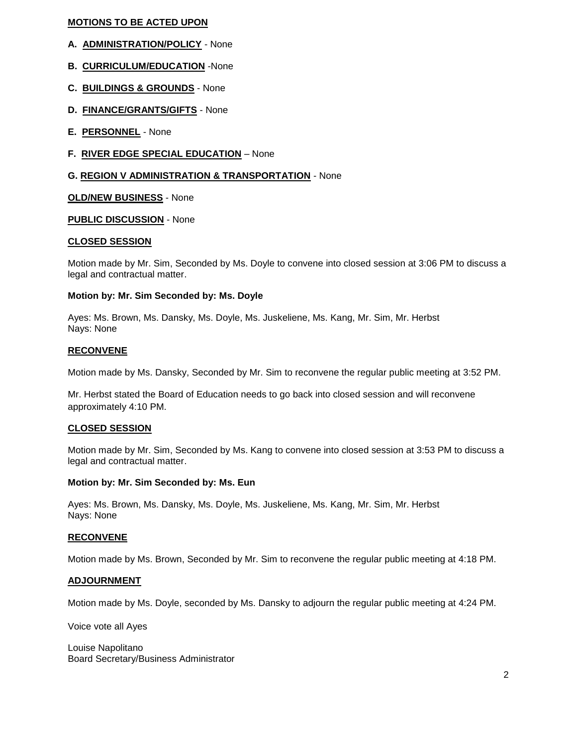## MOTIONS TO BE ACTED UPON

**A. ADMINISTRATION/POLICY** - None

**B. CURRICULUM/EDUCATION** -None

**C. BUILDINGS & GROUNDS** - None

**D. FINANCE/GRANTS/GIFTS** - None

**E. PERSONNEL** - None

**F. RIVER EDGE SPECIAL EDUCATION** – None

**G. REGION V ADMINISTRATION & TRANSPORTATION** - None

**OLD/NEW BUSINESS** - None

**PUBLIC DISCUSSION** - None

## CLOSED SESSION

Motion made by Mr. Sim, Seconded by Ms. Doyle to convene into closed session at 3:06 PM to discuss a legal and contractual matter.

**Motion by: Mr. Sim Seconded by: Ms. Doyle**

Ayes: Ms. Brown, Ms. Dansky, Ms. Doyle, Ms. Juskeliene, Ms. Kang, Mr. Sim, Mr. Herbst
Nays: None

## RECONVENE

Motion made by Ms. Dansky, Seconded by Mr. Sim to reconvene the regular public meeting at 3:52 PM.

Mr. Herbst stated the Board of Education needs to go back into closed session and will reconvene approximately 4:10 PM.

## CLOSED SESSION

Motion made by Mr. Sim, Seconded by Ms. Kang to convene into closed session at 3:53 PM to discuss a legal and contractual matter.

**Motion by: Mr. Sim Seconded by: Ms. Eun**

Ayes: Ms. Brown, Ms. Dansky, Ms. Doyle, Ms. Juskeliene, Ms. Kang, Mr. Sim, Mr. Herbst
Nays: None

## RECONVENE

Motion made by Ms. Brown, Seconded by Mr. Sim to reconvene the regular public meeting at 4:18 PM.

## ADJOURNMENT

Motion made by Ms. Doyle, seconded by Ms. Dansky to adjourn the regular public meeting at 4:24 PM.

Voice vote all Ayes

Louise Napolitano
Board Secretary/Business Administrator